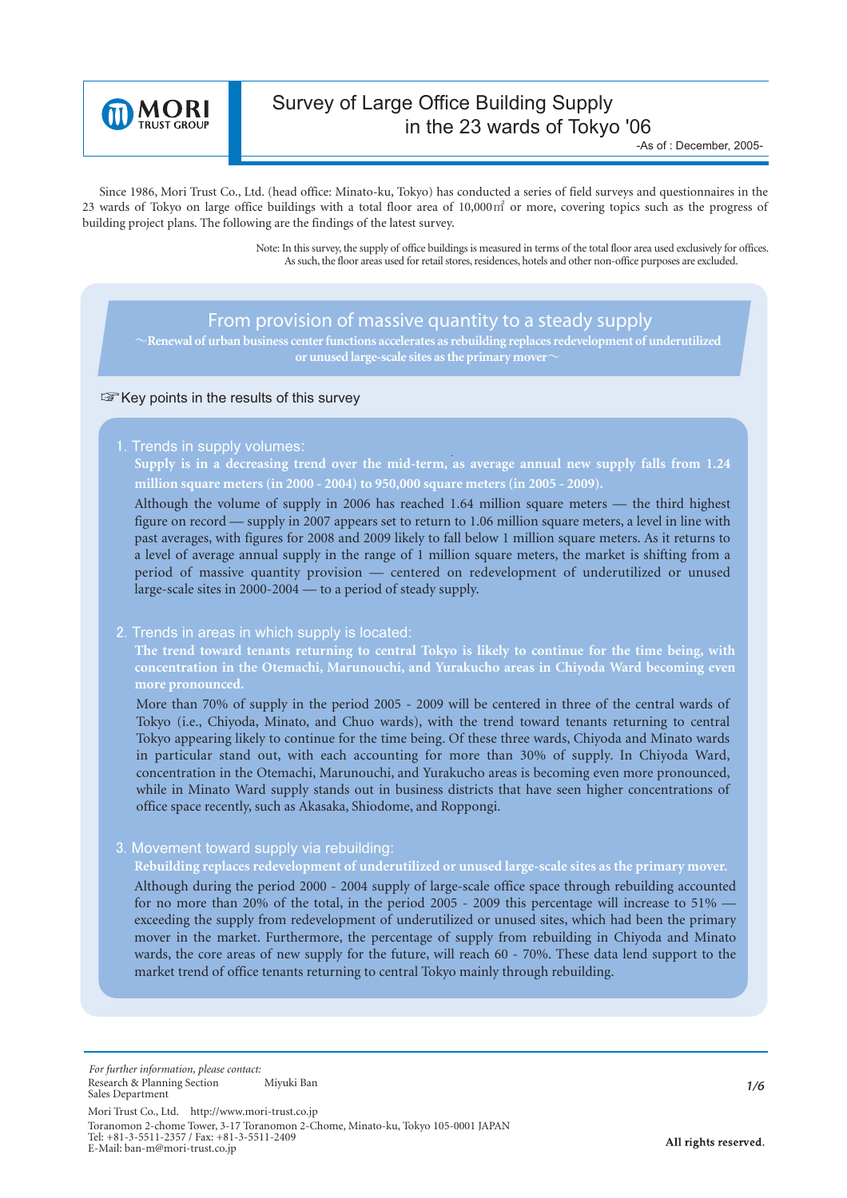# Survey of Large Office Building Supply in the 23 wards of Tokyo '06

-As of : December, 2005-

Since 1986, Mori Trust Co., Ltd. (head office: Minato-ku, Tokyo) has conducted a series of field surveys and questionnaires in the 23 wards of Tokyo on large office buildings with a total floor area of 10,000㎡ or more, covering topics such as the progress of building project plans. The following are the findings of the latest survey.

Note: In this survey, the supply of office buildings is measured in terms of the total floor area used exclusively for offices. As such, the floor areas used for retail stores, residences, hotels and other non-office purposes are excluded.

## From provision of massive quantity to a steady supply

**～Renewal of urban business center functions accelerates as rebuilding replaces redevelopment of underutilized or unused large-scale sites as the primary mover～**

☞Key points in the results of this survey

### 1. Trends in supply volumes:

**Supply is in a decreasing trend over the mid-term, as average annual new supply falls from 1.24 million square meters (in 2000 - 2004) to 950,000 square meters (in 2005 - 2009).**

Although the volume of supply in 2006 has reached 1.64 million square meters — the third highest figure on record — supply in 2007 appears set to return to 1.06 million square meters, a level in line with past averages, with figures for 2008 and 2009 likely to fall below 1 million square meters. As it returns to a level of average annual supply in the range of 1 million square meters, the market is shifting from a period of massive quantity provision — centered on redevelopment of underutilized or unused large-scale sites in 2000-2004 — to a period of steady supply.

### 2. Trends in areas in which supply is located:

**The trend toward tenants returning to central Tokyo is likely to continue for the time being, with concentration in the Otemachi, Marunouchi, and Yurakucho areas in Chiyoda Ward becoming even more pronounced.**

More than 70% of supply in the period 2005 - 2009 will be centered in three of the central wards of Tokyo (i.e., Chiyoda, Minato, and Chuo wards), with the trend toward tenants returning to central Tokyo appearing likely to continue for the time being. Of these three wards, Chiyoda and Minato wards in particular stand out, with each accounting for more than 30% of supply. In Chiyoda Ward, concentration in the Otemachi, Marunouchi, and Yurakucho areas is becoming even more pronounced, while in Minato Ward supply stands out in business districts that have seen higher concentrations of office space recently, such as Akasaka, Shiodome, and Roppongi.

### 3. Movement toward supply via rebuilding:

**Rebuilding replaces redevelopment of underutilized or unused large-scale sites as the primary mover.**

Although during the period 2000 - 2004 supply of large-scale office space through rebuilding accounted for no more than 20% of the total, in the period 2005 - 2009 this percentage will increase to 51% — exceeding the supply from redevelopment of underutilized or unused sites, which had been the primary mover in the market. Furthermore, the percentage of supply from rebuilding in Chiyoda and Minato wards, the core areas of new supply for the future, will reach 60 - 70%. These data lend support to the market trend of office tenants returning to central Tokyo mainly through rebuilding.

---

*For further information, please contact:*
Research & Planning Section　　Miyuki Ban
Sales Department

Mori Trust Co., Ltd.　http://www.mori-trust.co.jp
Toranomon 2-chome Tower, 3-17 Toranomon 2-Chome, Minato-ku, Tokyo 105-0001 JAPAN
Tel: +81-3-5511-2357 / Fax: +81-3-5511-2409
E-Mail: ban-m@mori-trust.co.jp

All rights reserved.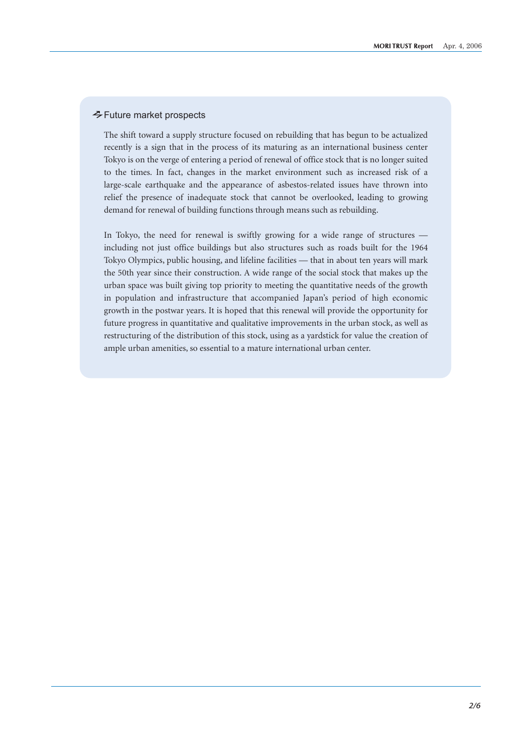## Future market prospects

The shift toward a supply structure focused on rebuilding that has begun to be actualized recently is a sign that in the process of its maturing as an international business center Tokyo is on the verge of entering a period of renewal of office stock that is no longer suited to the times. In fact, changes in the market environment such as increased risk of a large-scale earthquake and the appearance of asbestos-related issues have thrown into relief the presence of inadequate stock that cannot be overlooked, leading to growing demand for renewal of building functions through means such as rebuilding.

In Tokyo, the need for renewal is swiftly growing for a wide range of structures — including not just office buildings but also structures such as roads built for the 1964 Tokyo Olympics, public housing, and lifeline facilities — that in about ten years will mark the 50th year since their construction. A wide range of the social stock that makes up the urban space was built giving top priority to meeting the quantitative needs of the growth in population and infrastructure that accompanied Japan's period of high economic growth in the postwar years. It is hoped that this renewal will provide the opportunity for future progress in quantitative and qualitative improvements in the urban stock, as well as restructuring of the distribution of this stock, using as a yardstick for value the creation of ample urban amenities, so essential to a mature international urban center.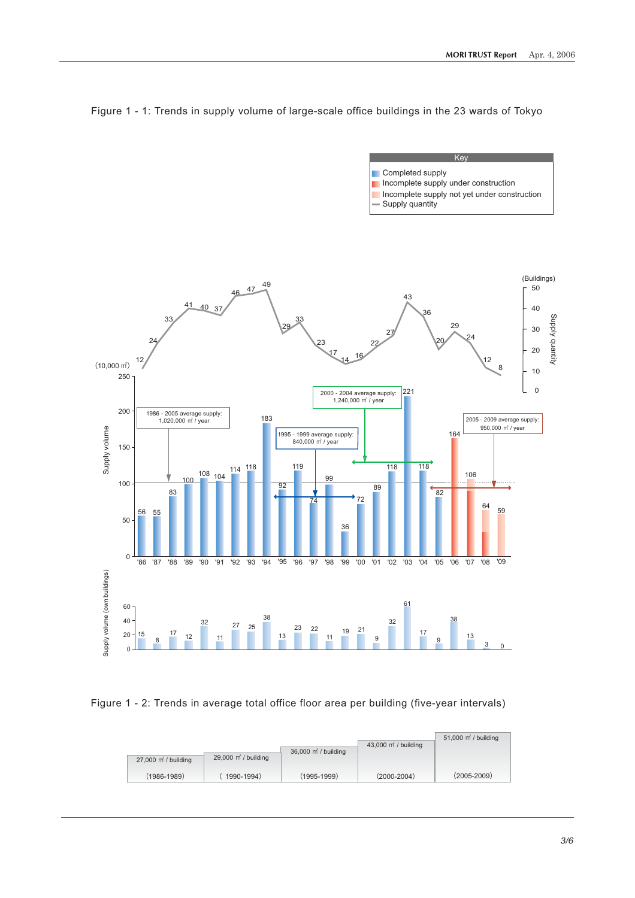Figure 1 - 1: Trends in supply volume of large-scale office buildings in the 23 wards of Tokyo

Key
- Completed supply
- Incomplete supply under construction
- Incomplete supply not yet under construction
- Supply quantity

| Year | '86 | '87 | '88 | '89 | '90 | '91 | '92 | '93 | '94 | '95 | '96 | '97 | '98 | '99 | '00 | '01 | '02 | '03 | '04 | '05 | '06 | '07 | '08 | '09 |
|---|---|---|---|---|---|---|---|---|---|---|---|---|---|---|---|---|---|---|---|---|---|---|---|---|
| Supply quantity (Buildings) | 12 | 24 | 33 | 41 | 40 | 37 | 46 | 47 | 49 | 29 | 33 | 23 | 17 | 14 | 16 | 22 | 27 | 43 | 36 | 20 | 29 | 24 | 12 | 8 |
| Supply volume (10,000 ㎡) | 56 | 55 | 83 | 100 | 108 | 104 | 114 | 118 | 183 | 92 | 119 | 74 | 99 | 36 | 72 | 89 | 118 | 221 | 118 | 82 | 164 | 106 | 64 | 59 |
| Supply volume (own buildings) | 15 | 8 | 17 | 12 | 32 | 11 | 27 | 25 | 38 | 13 | 23 | 22 | 11 | 19 | 21 | 9 | 32 | 61 | 17 | 9 | 38 | 13 | 3 | 0 |

- 1986 - 2005 average supply: 1,020,000 ㎡ / year
- 1995 - 1999 average supply: 840,000 ㎡ / year
- 2000 - 2004 average supply: 1,240,000 ㎡ / year
- 2005 - 2009 average supply: 950,000 ㎡ / year

Figure 1 - 2: Trends in average total office floor area per building (five-year intervals)

| (1986-1989) | ( 1990-1994) | (1995-1999) | (2000-2004) | (2005-2009) |
|---|---|---|---|---|
| 27,000 ㎡ / building | 29,000 ㎡ / building | 36,000 ㎡ / building | 43,000 ㎡ / building | 51,000 ㎡ / building |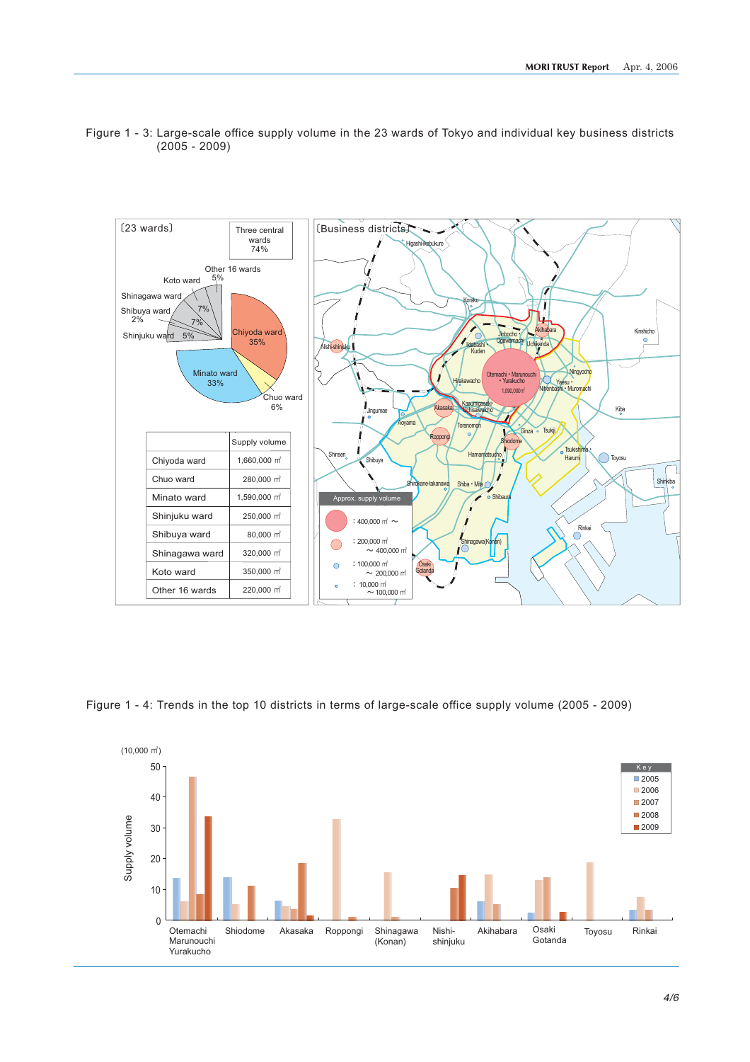Figure 1 - 3: Large-scale office supply volume in the 23 wards of Tokyo and individual key business districts (2005 - 2009)

〔23 wards〕

Three central wards 74%

| | Supply volume |
|---|---|
| Chiyoda ward | 1,660,000 ㎡ |
| Chuo ward | 280,000 ㎡ |
| Minato ward | 1,590,000 ㎡ |
| Shinjuku ward | 250,000 ㎡ |
| Shibuya ward | 80,000 ㎡ |
| Shinagawa ward | 320,000 ㎡ |
| Koto ward | 350,000 ㎡ |
| Other 16 wards | 220,000 ㎡ |

〔Business districts〕

Approx. supply volume

- : 400,000 ㎡ ～
- : 200,000 ㎡ ～ 400,000 ㎡
- : 100,000 ㎡ ～ 200,000 ㎡
- : 10,000 ㎡ ～ 100,000 ㎡

Figure 1 - 4: Trends in the top 10 districts in terms of large-scale office supply volume (2005 - 2009)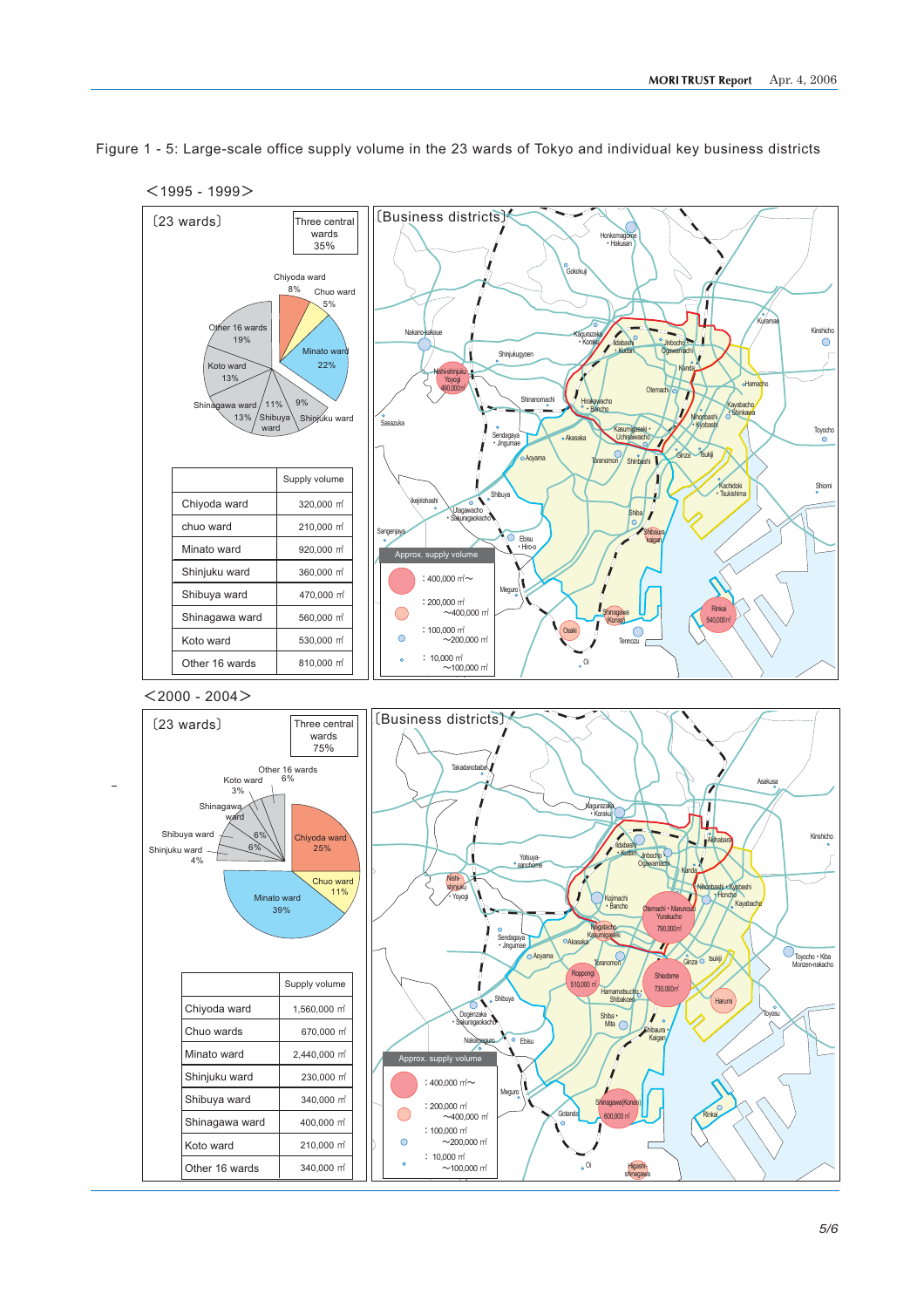Figure 1 - 5: Large-scale office supply volume in the 23 wards of Tokyo and individual key business districts

＜1995 - 1999＞

〔23 wards〕

Three central wards 35%

| | Supply volume |
|---|---|
| Chiyoda ward | 320,000 ㎡ |
| chuo ward | 210,000 ㎡ |
| Minato ward | 920,000 ㎡ |
| Shinjuku ward | 360,000 ㎡ |
| Shibuya ward | 470,000 ㎡ |
| Shinagawa ward | 560,000 ㎡ |
| Koto ward | 530,000 ㎡ |
| Other 16 wards | 810,000 ㎡ |

〔Business districts〕

Approx. supply volume: ：400,000 ㎡～; ：200,000 ㎡～400,000 ㎡; ：100,000 ㎡～200,000 ㎡; ：10,000 ㎡～100,000 ㎡

＜2000 - 2004＞

〔23 wards〕

Three central wards 75%

| | Supply volume |
|---|---|
| Chiyoda ward | 1,560,000 ㎡ |
| Chuo wards | 670,000 ㎡ |
| Minato ward | 2,440,000 ㎡ |
| Shinjuku ward | 230,000 ㎡ |
| Shibuya ward | 340,000 ㎡ |
| Shinagawa ward | 400,000 ㎡ |
| Koto ward | 210,000 ㎡ |
| Other 16 wards | 340,000 ㎡ |

〔Business districts〕

Approx. supply volume: ：400,000 ㎡～; ：200,000 ㎡～400,000 ㎡; ：100,000 ㎡～200,000 ㎡; ：10,000 ㎡～100,000 ㎡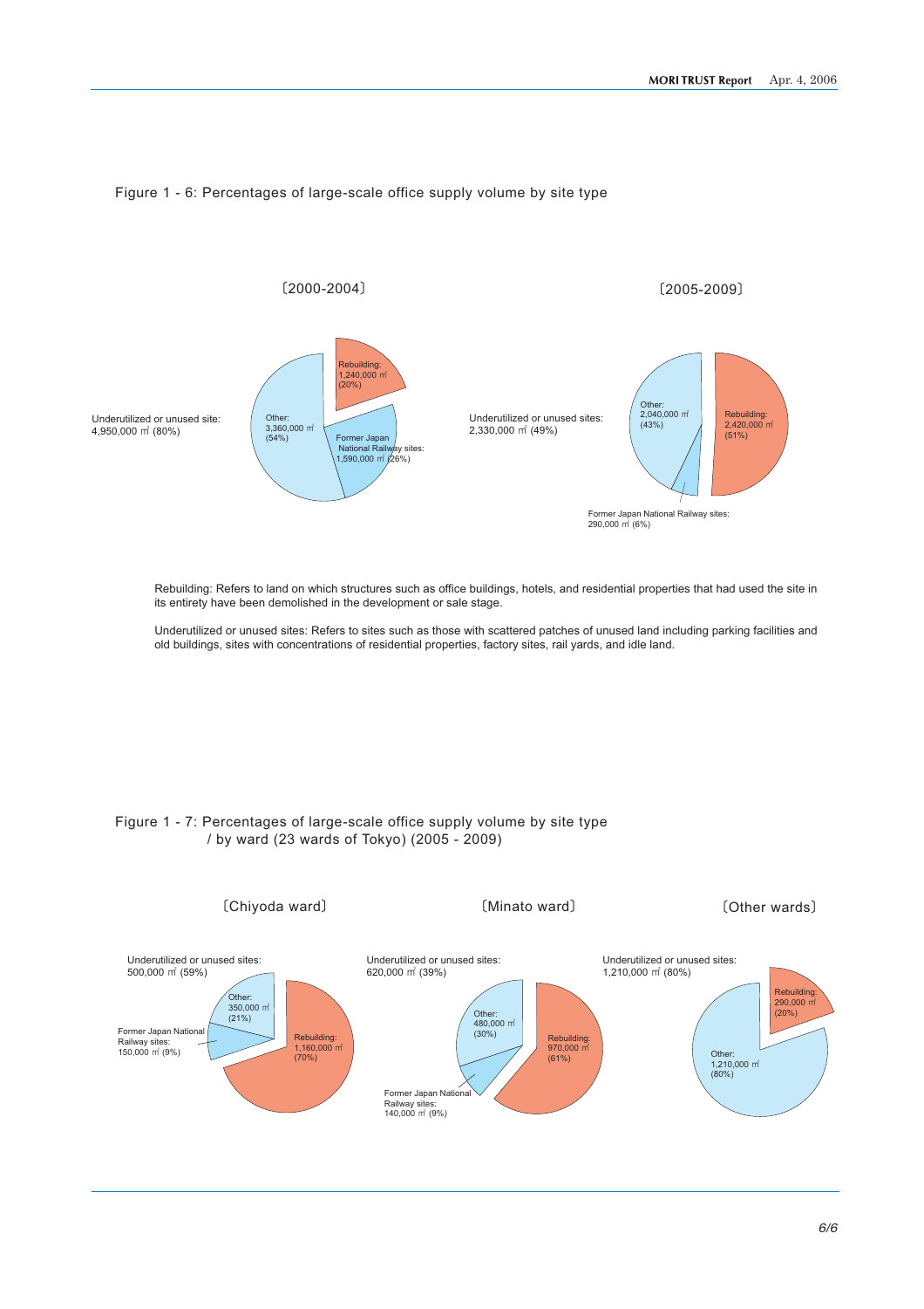Figure 1 - 6: Percentages of large-scale office supply volume by site type

〔2000-2004〕

Underutilized or unused site: 4,950,000 ㎡ (80%)

Rebuilding: 1,240,000 ㎡ (20%)

Other: 3,360,000 ㎡ (54%)

Former Japan National Railway sites: 1,590,000 ㎡ (26%)

〔2005-2009〕

Underutilized or unused sites: 2,330,000 ㎡ (49%)

Other: 2,040,000 ㎡ (43%)

Rebuilding: 2,420,000 ㎡ (51%)

Former Japan National Railway sites: 290,000 ㎡ (6%)

Rebuilding: Refers to land on which structures such as office buildings, hotels, and residential properties that had used the site in its entirety have been demolished in the development or sale stage.

Underutilized or unused sites: Refers to sites such as those with scattered patches of unused land including parking facilities and old buildings, sites with concentrations of residential properties, factory sites, rail yards, and idle land.

Figure 1 - 7: Percentages of large-scale office supply volume by site type / by ward (23 wards of Tokyo) (2005 - 2009)

〔Chiyoda ward〕

Underutilized or unused sites: 500,000 ㎡ (59%)

Other: 350,000 ㎡ (21%)

Former Japan National Railway sites: 150,000 ㎡ (9%)

Rebuilding: 1,160,000 ㎡ (70%)

〔Minato ward〕

Underutilized or unused sites: 620,000 ㎡ (39%)

Other: 480,000 ㎡ (30%)

Rebuilding: 970,000 ㎡ (61%)

Former Japan National Railway sites: 140,000 ㎡ (9%)

〔Other wards〕

Underutilized or unused sites: 1,210,000 ㎡ (80%)

Rebuilding: 290,000 ㎡ (20%)

Other: 1,210,000 ㎡ (80%)